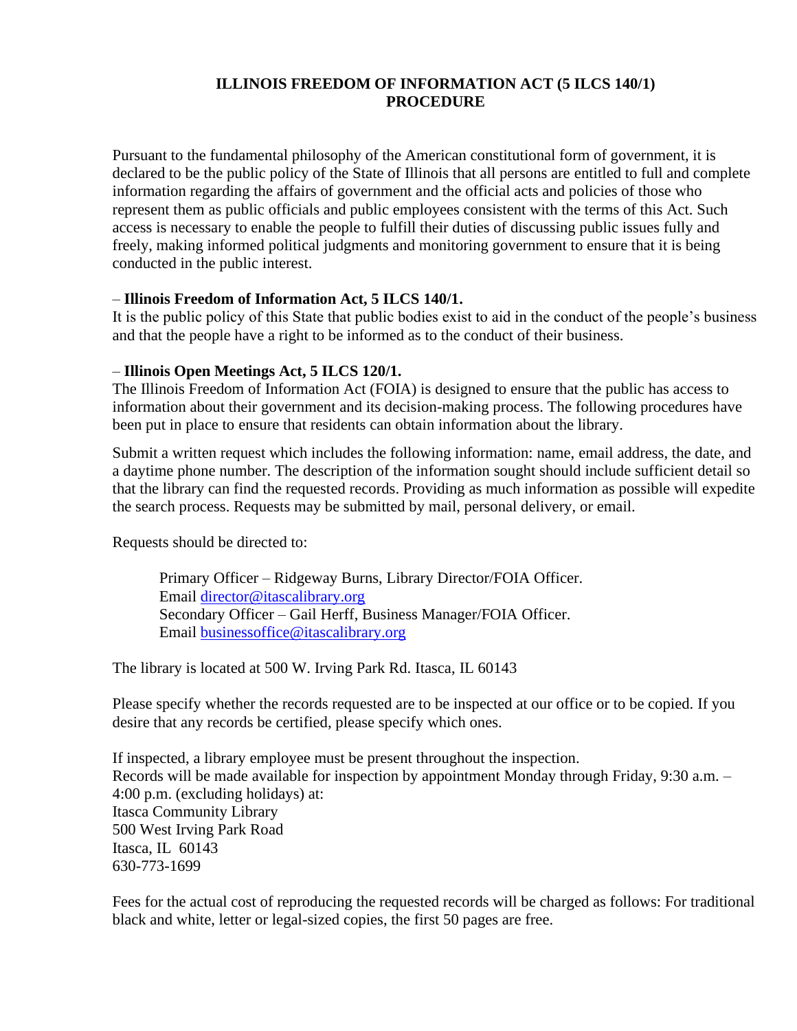# ILLINOIS FREEDOM OF INFORMATION ACT (5 ILCS 140/1) PROCEDURE

Pursuant to the fundamental philosophy of the American constitutional form of government, it is declared to be the public policy of the State of Illinois that all persons are entitled to full and complete information regarding the affairs of government and the official acts and policies of those who represent them as public officials and public employees consistent with the terms of this Act. Such access is necessary to enable the people to fulfill their duties of discussing public issues fully and freely, making informed political judgments and monitoring government to ensure that it is being conducted in the public interest.

– **Illinois Freedom of Information Act, 5 ILCS 140/1.**
It is the public policy of this State that public bodies exist to aid in the conduct of the people's business and that the people have a right to be informed as to the conduct of their business.

– **Illinois Open Meetings Act, 5 ILCS 120/1.**
The Illinois Freedom of Information Act (FOIA) is designed to ensure that the public has access to information about their government and its decision-making process. The following procedures have been put in place to ensure that residents can obtain information about the library.

Submit a written request which includes the following information: name, email address, the date, and a daytime phone number. The description of the information sought should include sufficient detail so that the library can find the requested records. Providing as much information as possible will expedite the search process. Requests may be submitted by mail, personal delivery, or email.

Requests should be directed to:

> Primary Officer – Ridgeway Burns, Library Director/FOIA Officer.
> Email [director@itascalibrary.org](mailto:director@itascalibrary.org)
> Secondary Officer – Gail Herff, Business Manager/FOIA Officer.
> Email [businessoffice@itascalibrary.org](mailto:businessoffice@itascalibrary.org)

The library is located at 500 W. Irving Park Rd. Itasca, IL 60143

Please specify whether the records requested are to be inspected at our office or to be copied. If you desire that any records be certified, please specify which ones.

If inspected, a library employee must be present throughout the inspection.
Records will be made available for inspection by appointment Monday through Friday, 9:30 a.m. – 4:00 p.m. (excluding holidays) at:
Itasca Community Library
500 West Irving Park Road
Itasca, IL 60143
630-773-1699

Fees for the actual cost of reproducing the requested records will be charged as follows: For traditional black and white, letter or legal-sized copies, the first 50 pages are free.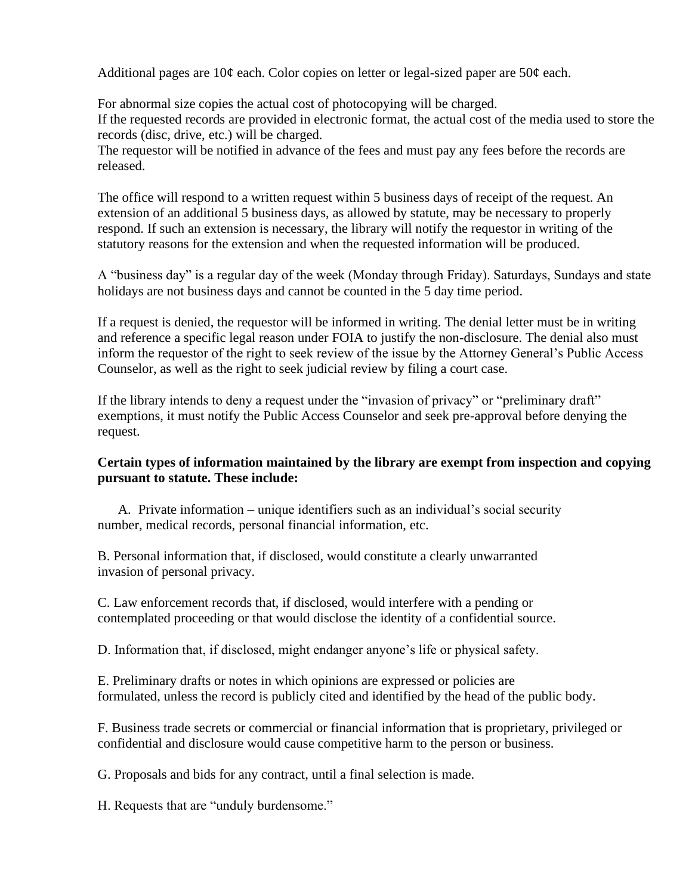Additional pages are 10¢ each. Color copies on letter or legal-sized paper are 50¢ each.

For abnormal size copies the actual cost of photocopying will be charged.
If the requested records are provided in electronic format, the actual cost of the media used to store the records (disc, drive, etc.) will be charged.
The requestor will be notified in advance of the fees and must pay any fees before the records are released.

The office will respond to a written request within 5 business days of receipt of the request. An extension of an additional 5 business days, as allowed by statute, may be necessary to properly respond. If such an extension is necessary, the library will notify the requestor in writing of the statutory reasons for the extension and when the requested information will be produced.

A "business day" is a regular day of the week (Monday through Friday). Saturdays, Sundays and state holidays are not business days and cannot be counted in the 5 day time period.

If a request is denied, the requestor will be informed in writing. The denial letter must be in writing and reference a specific legal reason under FOIA to justify the non-disclosure. The denial also must inform the requestor of the right to seek review of the issue by the Attorney General's Public Access Counselor, as well as the right to seek judicial review by filing a court case.

If the library intends to deny a request under the "invasion of privacy" or "preliminary draft" exemptions, it must notify the Public Access Counselor and seek pre-approval before denying the request.

**Certain types of information maintained by the library are exempt from inspection and copying pursuant to statute. These include:**

A. Private information – unique identifiers such as an individual's social security number, medical records, personal financial information, etc.

B. Personal information that, if disclosed, would constitute a clearly unwarranted invasion of personal privacy.

C. Law enforcement records that, if disclosed, would interfere with a pending or contemplated proceeding or that would disclose the identity of a confidential source.

D. Information that, if disclosed, might endanger anyone's life or physical safety.

E. Preliminary drafts or notes in which opinions are expressed or policies are formulated, unless the record is publicly cited and identified by the head of the public body.

F. Business trade secrets or commercial or financial information that is proprietary, privileged or confidential and disclosure would cause competitive harm to the person or business.

G. Proposals and bids for any contract, until a final selection is made.

H. Requests that are "unduly burdensome."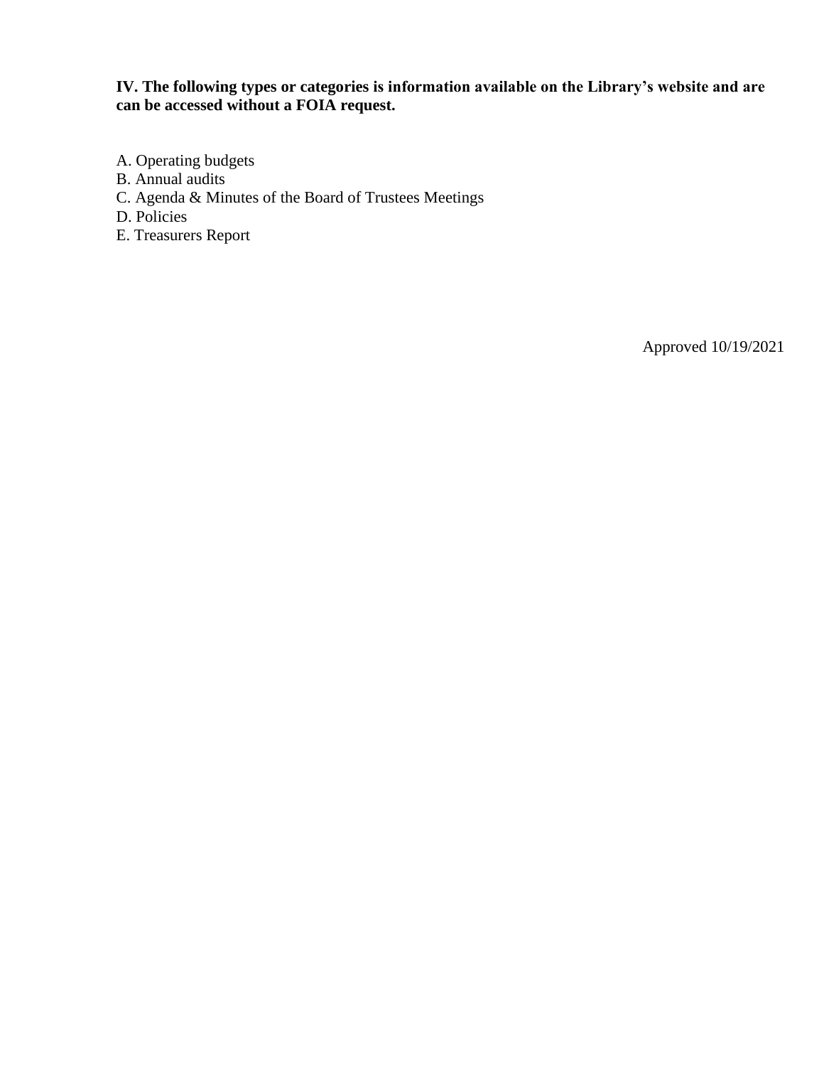**IV. The following types or categories is information available on the Library's website and are can be accessed without a FOIA request.**

A. Operating budgets
B. Annual audits
C. Agenda & Minutes of the Board of Trustees Meetings
D. Policies
E. Treasurers Report

Approved 10/19/2021